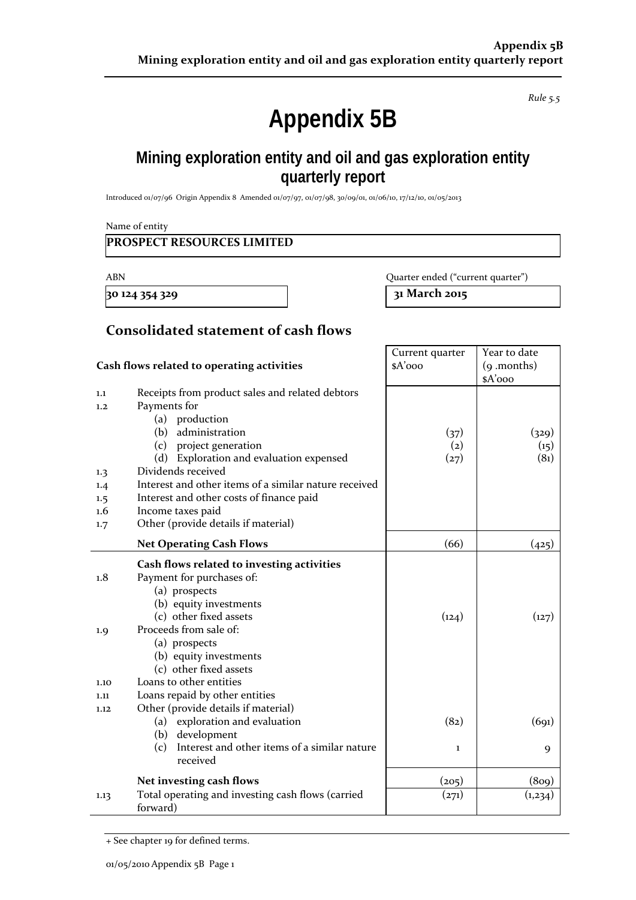*Rule 5.5*

# Appendix 5B

## Mining exploration entity and oil and gas exploration entity quarterly report

Introduced 01/07/96 Origin Appendix 8 Amended 01/07/97, 01/07/98, 30/09/01, 01/06/10, 17/12/10, 01/05/2013

Name of entity

**PROSPECT RESOURCES LIMITED**

| ABN | Quarter ended ("current quarter") |
|---|---|
| **30 124 354 329** | **31 March 2015** |

## Consolidated statement of cash flows

| | Cash flows related to operating activities | Current quarter $A'000 | Year to date (9 .months) $A'000 |
|---|---|---|---|
| 1.1 | Receipts from product sales and related debtors | | |
| 1.2 | Payments for | | |
| | (a) production | | |
| | (b) administration | (37) | (329) |
| | (c) project generation | (2) | (15) |
| | (d) Exploration and evaluation expensed | (27) | (81) |
| 1.3 | Dividends received | | |
| 1.4 | Interest and other items of a similar nature received | | |
| 1.5 | Interest and other costs of finance paid | | |
| 1.6 | Income taxes paid | | |
| 1.7 | Other (provide details if material) | | |
| | **Net Operating Cash Flows** | (66) | (425) |
| | **Cash flows related to investing activities** | | |
| 1.8 | Payment for purchases of: | | |
| | (a) prospects | | |
| | (b) equity investments | | |
| | (c) other fixed assets | (124) | (127) |
| 1.9 | Proceeds from sale of: | | |
| | (a) prospects | | |
| | (b) equity investments | | |
| | (c) other fixed assets | | |
| 1.10 | Loans to other entities | | |
| 1.11 | Loans repaid by other entities | | |
| 1.12 | Other (provide details if material) | | |
| | (a) exploration and evaluation | (82) | (691) |
| | (b) development | | |
| | (c) Interest and other items of a similar nature received | 1 | 9 |
| | **Net investing cash flows** | (205) | (809) |
| 1.13 | Total operating and investing cash flows (carried forward) | (271) | (1,234) |

+ See chapter 19 for defined terms.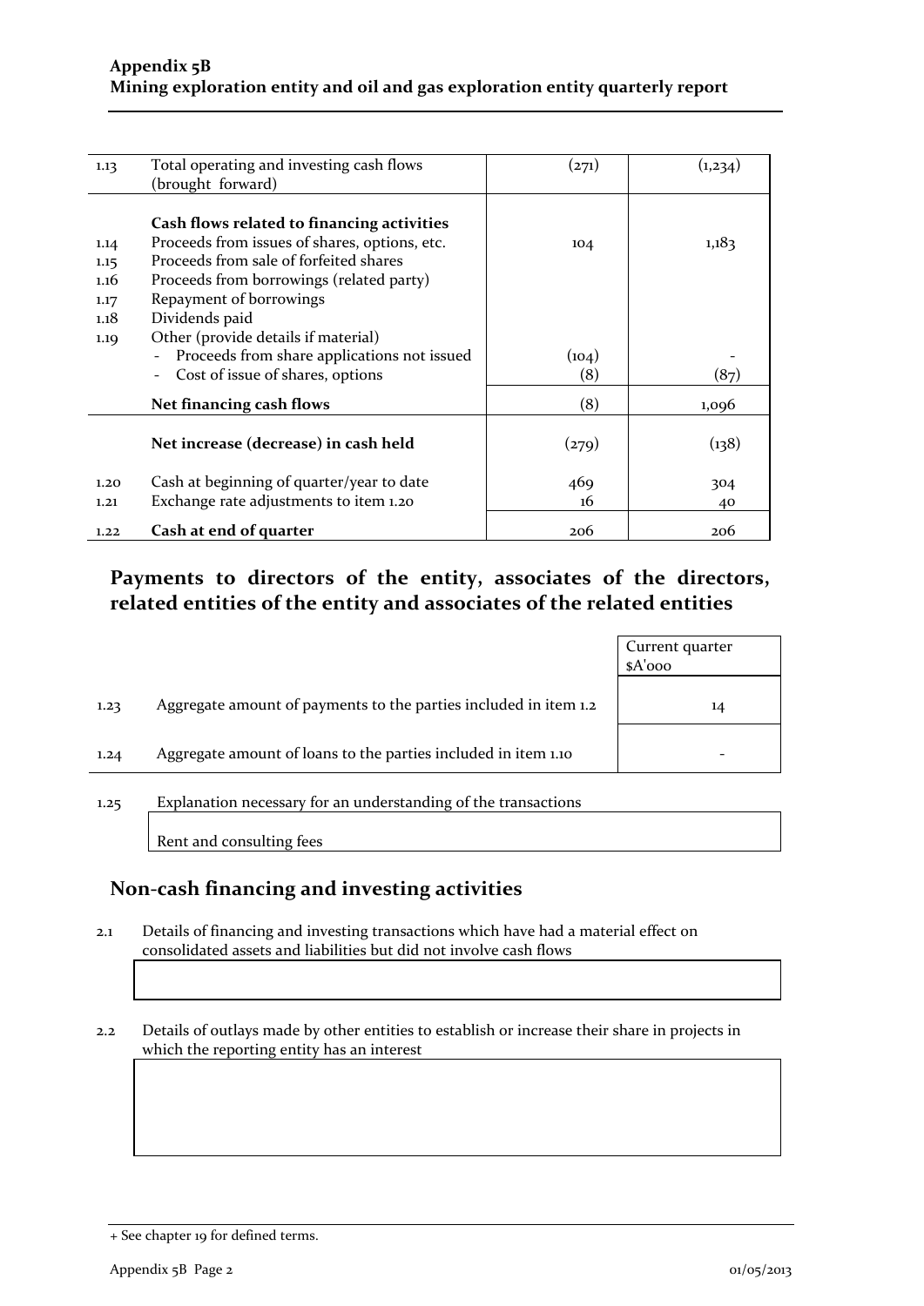| | | | |
|---|---|---|---|
| 1.13 | Total operating and investing cash flows (brought forward) | (271) | (1,234) |
| | **Cash flows related to financing activities** | | |
| 1.14 | Proceeds from issues of shares, options, etc. | 104 | 1,183 |
| 1.15 | Proceeds from sale of forfeited shares | | |
| 1.16 | Proceeds from borrowings (related party) | | |
| 1.17 | Repayment of borrowings | | |
| 1.18 | Dividends paid | | |
| 1.19 | Other (provide details if material) | | |
| | - Proceeds from share applications not issued | (104) | - |
| | - Cost of issue of shares, options | (8) | (87) |
| | **Net financing cash flows** | (8) | 1,096 |
| | **Net increase (decrease) in cash held** | (279) | (138) |
| 1.20 | Cash at beginning of quarter/year to date | 469 | 304 |
| 1.21 | Exchange rate adjustments to item 1.20 | 16 | 40 |
| 1.22 | **Cash at end of quarter** | 206 | 206 |

## Payments to directors of the entity, associates of the directors, related entities of the entity and associates of the related entities

| | | Current quarter $A'000 |
|---|---|---|
| 1.23 | Aggregate amount of payments to the parties included in item 1.2 | 14 |
| 1.24 | Aggregate amount of loans to the parties included in item 1.10 | - |

1.25 Explanation necessary for an understanding of the transactions

Rent and consulting fees

## Non-cash financing and investing activities

2.1 Details of financing and investing transactions which have had a material effect on consolidated assets and liabilities but did not involve cash flows

2.2 Details of outlays made by other entities to establish or increase their share in projects in which the reporting entity has an interest

+ See chapter 19 for defined terms.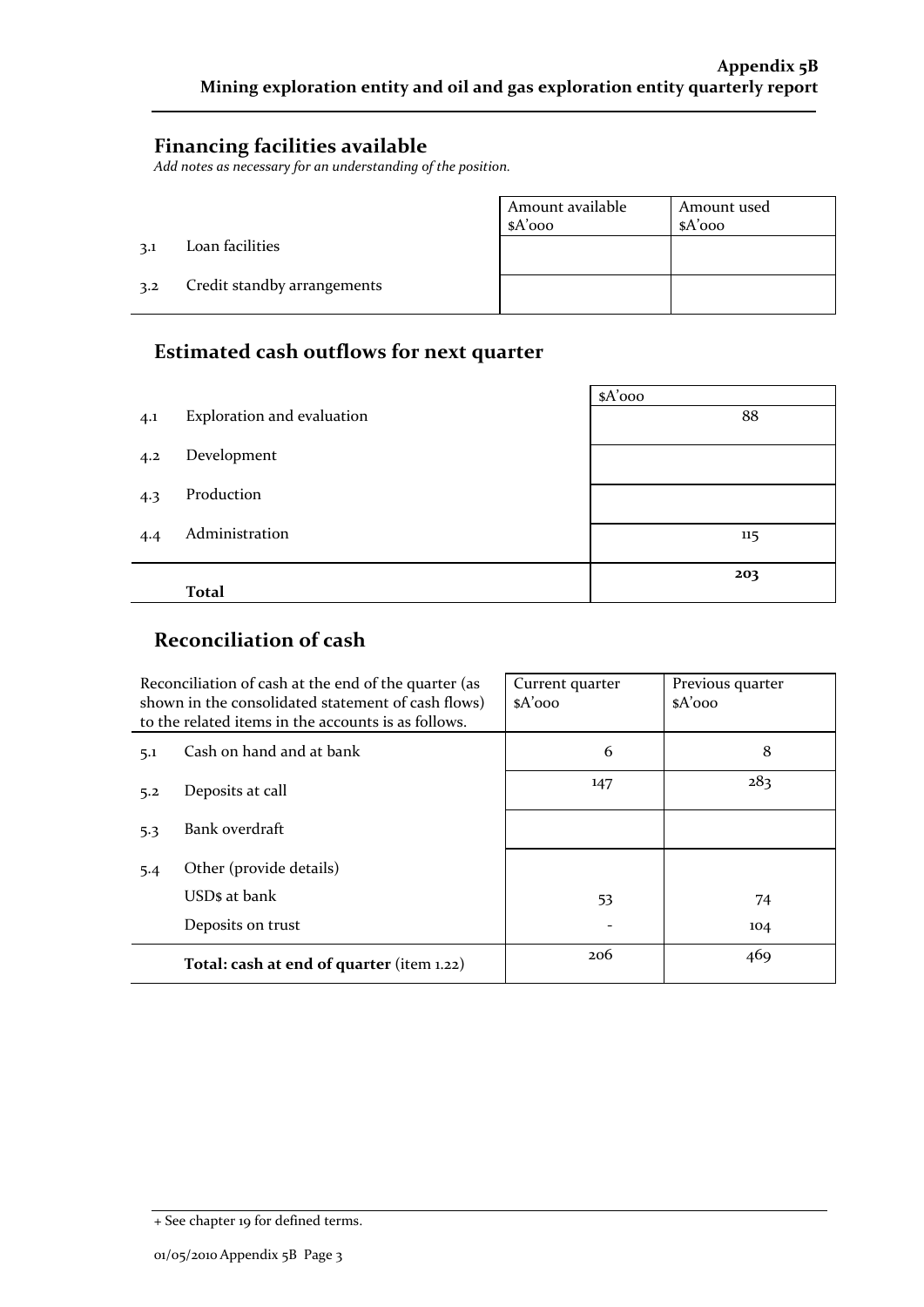## Financing facilities available

*Add notes as necessary for an understanding of the position.*

| | | Amount available \$A'000 | Amount used \$A'000 |
|---|---|---|---|
| 3.1 | Loan facilities | | |
| 3.2 | Credit standby arrangements | | |

## Estimated cash outflows for next quarter

| | | \$A'000 |
|---|---|---|
| 4.1 | Exploration and evaluation | 88 |
| 4.2 | Development | |
| 4.3 | Production | |
| 4.4 | Administration | 115 |
| | **Total** | **203** |

## Reconciliation of cash

| Reconciliation of cash at the end of the quarter (as shown in the consolidated statement of cash flows) to the related items in the accounts is as follows. | | Current quarter \$A'000 | Previous quarter \$A'000 |
|---|---|---|---|
| 5.1 | Cash on hand and at bank | 6 | 8 |
| 5.2 | Deposits at call | 147 | 283 |
| 5.3 | Bank overdraft | | |
| 5.4 | Other (provide details) | | |
| | USD\$ at bank | 53 | 74 |
| | Deposits on trust | - | 104 |
| | **Total: cash at end of quarter** (item 1.22) | 206 | 469 |

+ See chapter 19 for defined terms.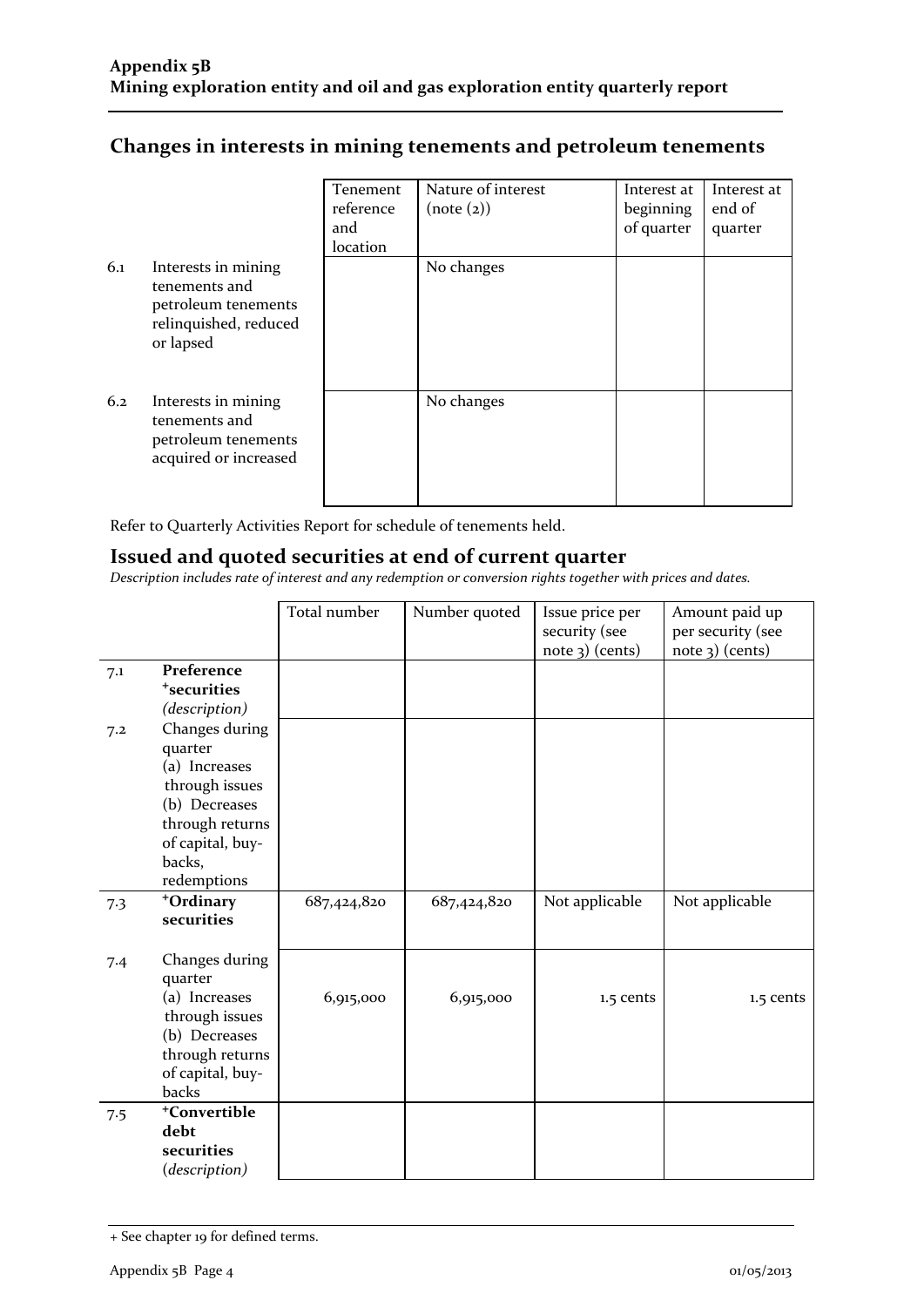## Changes in interests in mining tenements and petroleum tenements

| | | Tenement reference and location | Nature of interest (note (2)) | Interest at beginning of quarter | Interest at end of quarter |
|---|---|---|---|---|---|
| 6.1 | Interests in mining tenements and petroleum tenements relinquished, reduced or lapsed | | No changes | | |
| 6.2 | Interests in mining tenements and petroleum tenements acquired or increased | | No changes | | |

Refer to Quarterly Activities Report for schedule of tenements held.

## Issued and quoted securities at end of current quarter

*Description includes rate of interest and any redemption or conversion rights together with prices and dates.*

| | | Total number | Number quoted | Issue price per security (see note 3) (cents) | Amount paid up per security (see note 3) (cents) |
|---|---|---|---|---|---|
| 7.1 | **Preference +securities** *(description)* | | | | |
| 7.2 | Changes during quarter (a) Increases through issues (b) Decreases through returns of capital, buy-backs, redemptions | | | | |
| 7.3 | **+Ordinary securities** | 687,424,820 | 687,424,820 | Not applicable | Not applicable |
| 7.4 | Changes during quarter (a) Increases through issues (b) Decreases through returns of capital, buy-backs | 6,915,000 | 6,915,000 | 1.5 cents | 1.5 cents |
| 7.5 | **+Convertible debt securities** *(description)* | | | | |

+ See chapter 19 for defined terms.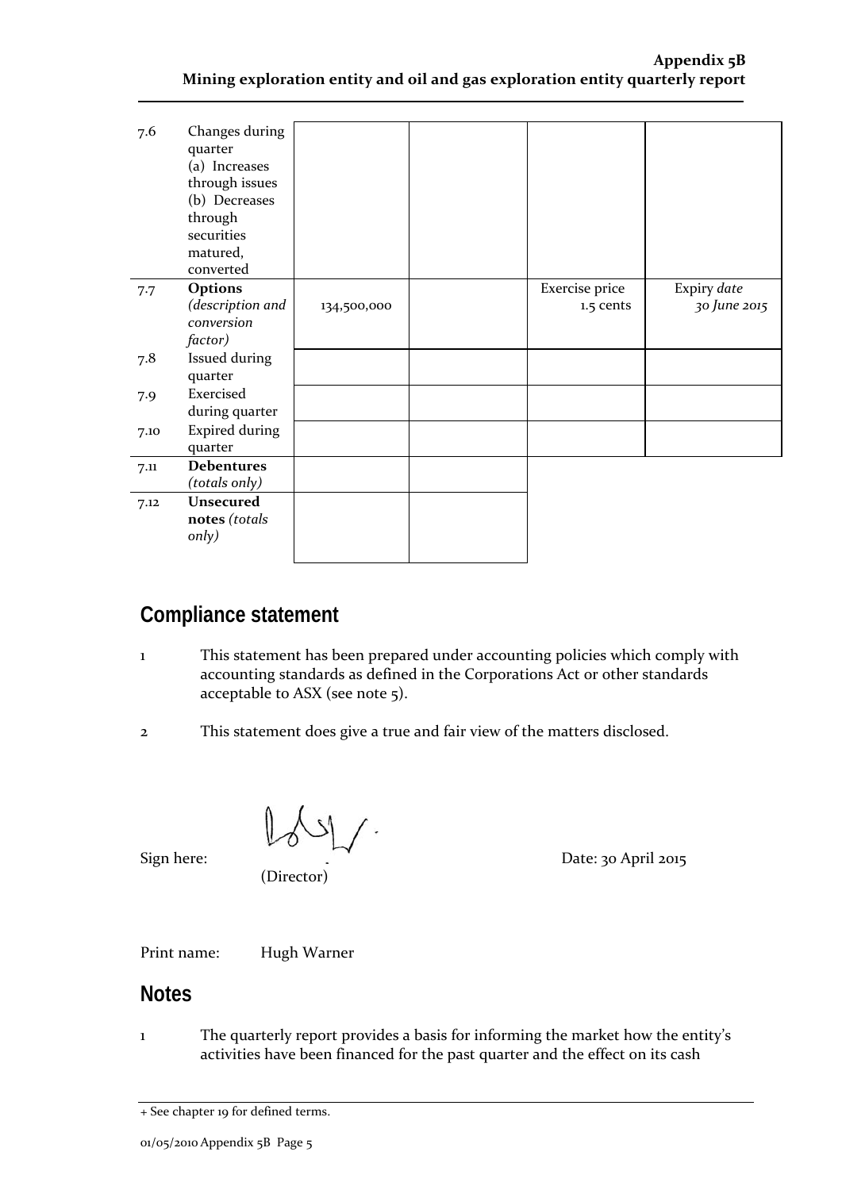| | | | | | |
|---|---|---|---|---|---|
| 7.6 | Changes during quarter (a) Increases through issues (b) Decreases through securities matured, converted | | | | |
| 7.7 | **Options** *(description and conversion factor)* | 134,500,000 | | Exercise price 1.5 cents | Expiry *date 30 June 2015* |
| 7.8 | Issued during quarter | | | | |
| 7.9 | Exercised during quarter | | | | |
| 7.10 | Expired during quarter | | | | |
| 7.11 | **Debentures** *(totals only)* | | | | |
| 7.12 | **Unsecured notes** *(totals only)* | | | | |

## Compliance statement

1 This statement has been prepared under accounting policies which comply with accounting standards as defined in the Corporations Act or other standards acceptable to ASX (see note 5).

2 This statement does give a true and fair view of the matters disclosed.

Sign here: (Director) Date: 30 April 2015

Print name: Hugh Warner

## Notes

1 The quarterly report provides a basis for informing the market how the entity's activities have been financed for the past quarter and the effect on its cash

+ See chapter 19 for defined terms.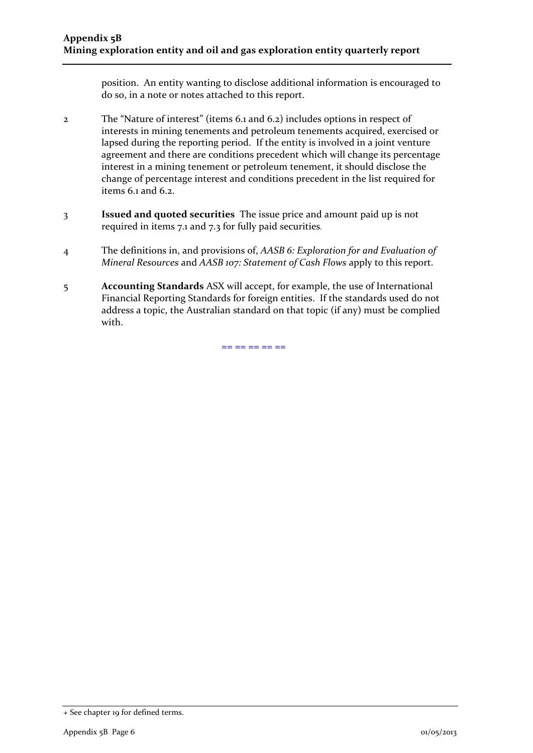position. An entity wanting to disclose additional information is encouraged to do so, in a note or notes attached to this report.

2 The “Nature of interest” (items 6.1 and 6.2) includes options in respect of interests in mining tenements and petroleum tenements acquired, exercised or lapsed during the reporting period. If the entity is involved in a joint venture agreement and there are conditions precedent which will change its percentage interest in a mining tenement or petroleum tenement, it should disclose the change of percentage interest and conditions precedent in the list required for items 6.1 and 6.2.

3 **Issued and quoted securities** The issue price and amount paid up is not required in items 7.1 and 7.3 for fully paid securities.

4 The definitions in, and provisions of, *AASB 6: Exploration for and Evaluation of Mineral Resources* and *AASB 107: Statement of Cash Flows* apply to this report.

5 **Accounting Standards** ASX will accept, for example, the use of International Financial Reporting Standards for foreign entities. If the standards used do not address a topic, the Australian standard on that topic (if any) must be complied with.

== == == == ==